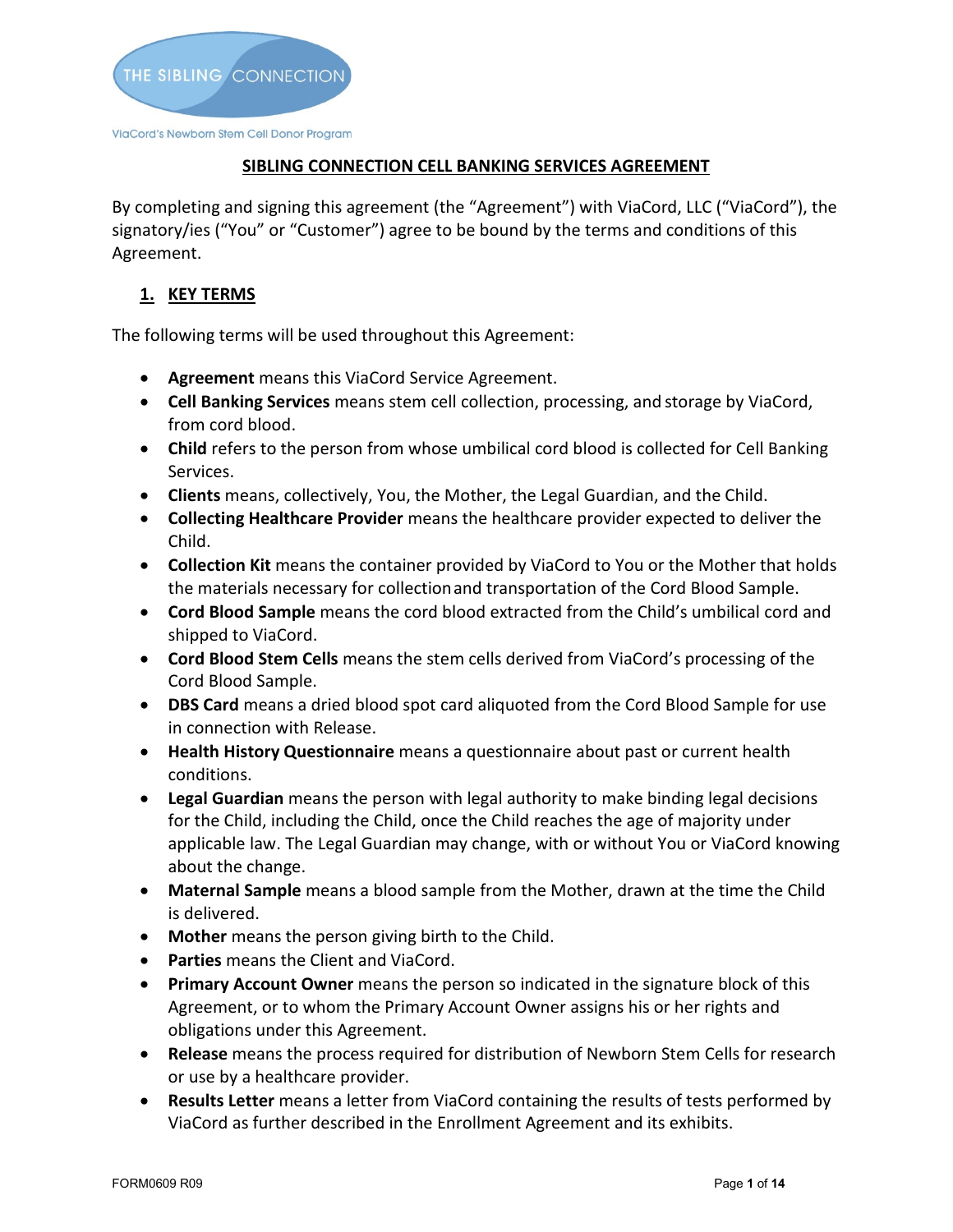THE SIBLING CONNECTION

ViaCord's Newborn Stem Cell Donor Program

# SIBLING CONNECTION CELL BANKING SERVICES AGREEMENT

By completing and signing this agreement (the "Agreement") with ViaCord, LLC ("ViaCord"), the signatory/ies ("You" or "Customer") agree to be bound by the terms and conditions of this Agreement.

## 1. KEY TERMS

The following terms will be used throughout this Agreement:

- **Agreement** means this ViaCord Service Agreement.
- **Cell Banking Services** means stem cell collection, processing, and storage by ViaCord, from cord blood.
- **Child** refers to the person from whose umbilical cord blood is collected for Cell Banking Services.
- **Clients** means, collectively, You, the Mother, the Legal Guardian, and the Child.
- **Collecting Healthcare Provider** means the healthcare provider expected to deliver the Child.
- **Collection Kit** means the container provided by ViaCord to You or the Mother that holds the materials necessary for collection and transportation of the Cord Blood Sample.
- **Cord Blood Sample** means the cord blood extracted from the Child's umbilical cord and shipped to ViaCord.
- **Cord Blood Stem Cells** means the stem cells derived from ViaCord's processing of the Cord Blood Sample.
- **DBS Card** means a dried blood spot card aliquoted from the Cord Blood Sample for use in connection with Release.
- **Health History Questionnaire** means a questionnaire about past or current health conditions.
- **Legal Guardian** means the person with legal authority to make binding legal decisions for the Child, including the Child, once the Child reaches the age of majority under applicable law. The Legal Guardian may change, with or without You or ViaCord knowing about the change.
- **Maternal Sample** means a blood sample from the Mother, drawn at the time the Child is delivered.
- **Mother** means the person giving birth to the Child.
- **Parties** means the Client and ViaCord.
- **Primary Account Owner** means the person so indicated in the signature block of this Agreement, or to whom the Primary Account Owner assigns his or her rights and obligations under this Agreement.
- **Release** means the process required for distribution of Newborn Stem Cells for research or use by a healthcare provider.
- **Results Letter** means a letter from ViaCord containing the results of tests performed by ViaCord as further described in the Enrollment Agreement and its exhibits.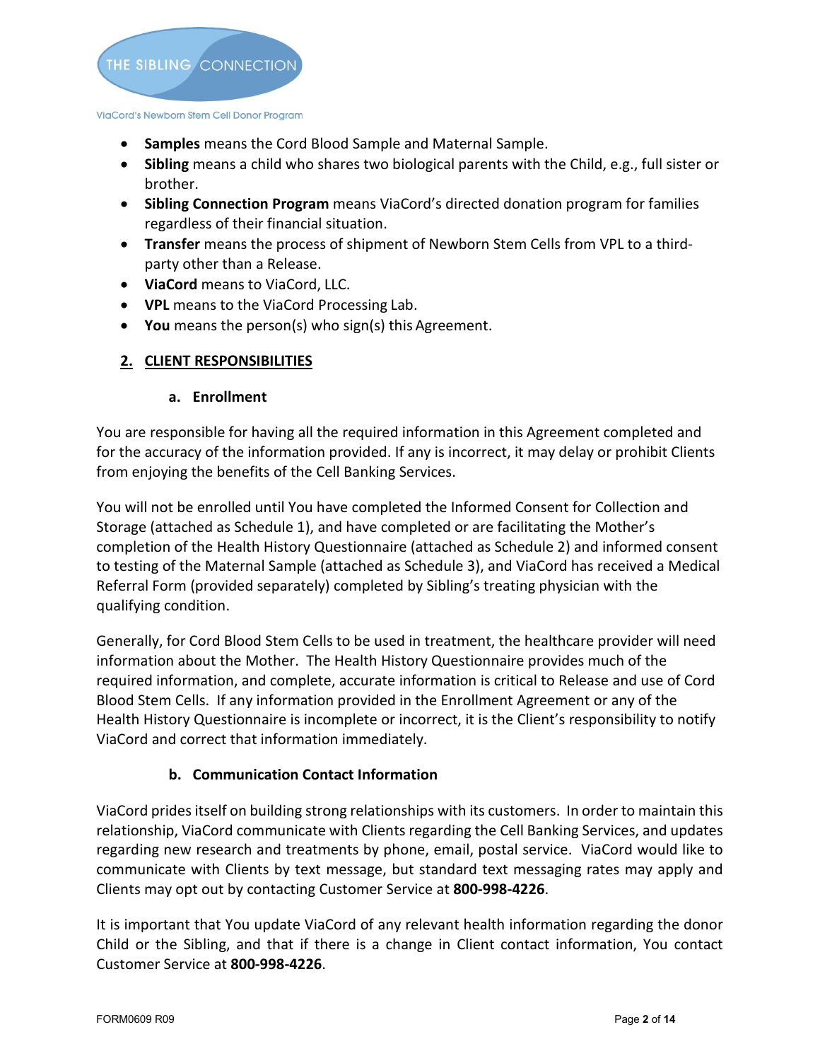- **Samples** means the Cord Blood Sample and Maternal Sample.
- **Sibling** means a child who shares two biological parents with the Child, e.g., full sister or brother.
- **Sibling Connection Program** means ViaCord's directed donation program for families regardless of their financial situation.
- **Transfer** means the process of shipment of Newborn Stem Cells from VPL to a third-party other than a Release.
- **ViaCord** means to ViaCord, LLC.
- **VPL** means to the ViaCord Processing Lab.
- **You** means the person(s) who sign(s) this Agreement.

## 2. CLIENT RESPONSIBILITIES

### a. Enrollment

You are responsible for having all the required information in this Agreement completed and for the accuracy of the information provided. If any is incorrect, it may delay or prohibit Clients from enjoying the benefits of the Cell Banking Services.

You will not be enrolled until You have completed the Informed Consent for Collection and Storage (attached as Schedule 1), and have completed or are facilitating the Mother's completion of the Health History Questionnaire (attached as Schedule 2) and informed consent to testing of the Maternal Sample (attached as Schedule 3), and ViaCord has received a Medical Referral Form (provided separately) completed by Sibling's treating physician with the qualifying condition.

Generally, for Cord Blood Stem Cells to be used in treatment, the healthcare provider will need information about the Mother. The Health History Questionnaire provides much of the required information, and complete, accurate information is critical to Release and use of Cord Blood Stem Cells. If any information provided in the Enrollment Agreement or any of the Health History Questionnaire is incomplete or incorrect, it is the Client's responsibility to notify ViaCord and correct that information immediately.

### b. Communication Contact Information

ViaCord prides itself on building strong relationships with its customers. In order to maintain this relationship, ViaCord communicate with Clients regarding the Cell Banking Services, and updates regarding new research and treatments by phone, email, postal service. ViaCord would like to communicate with Clients by text message, but standard text messaging rates may apply and Clients may opt out by contacting Customer Service at **800-998-4226**.

It is important that You update ViaCord of any relevant health information regarding the donor Child or the Sibling, and that if there is a change in Client contact information, You contact Customer Service at **800-998-4226**.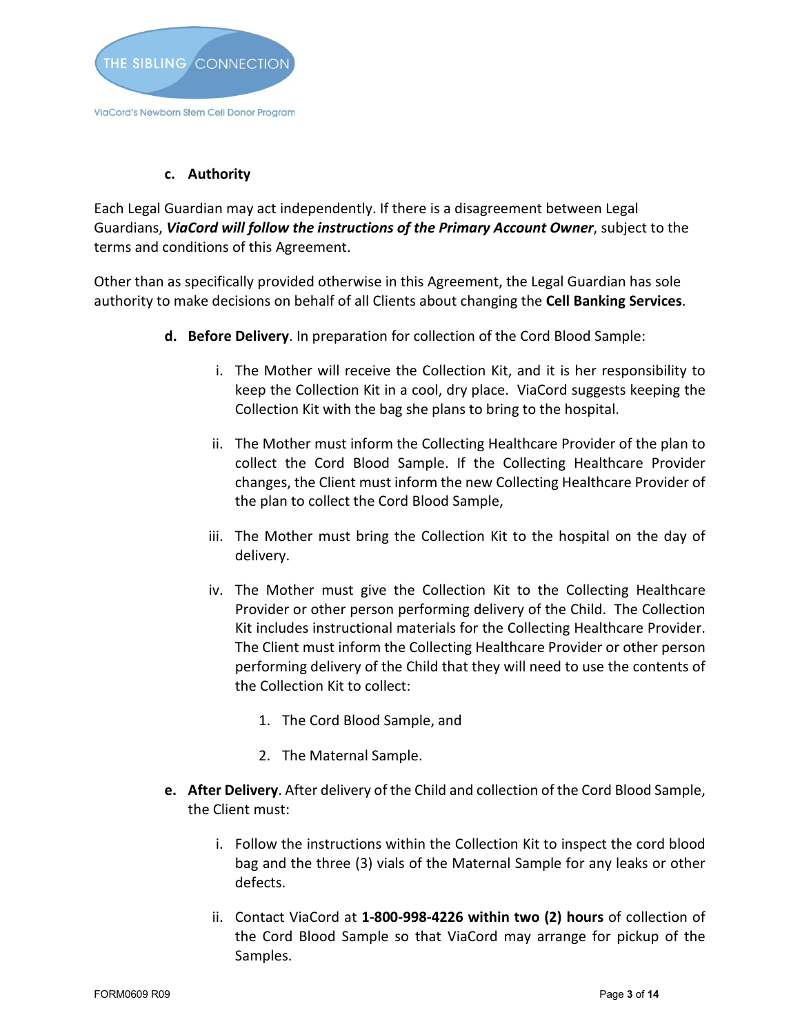**c. Authority**

Each Legal Guardian may act independently. If there is a disagreement between Legal Guardians, ***ViaCord will follow the instructions of the Primary Account Owner***, subject to the terms and conditions of this Agreement.

Other than as specifically provided otherwise in this Agreement, the Legal Guardian has sole authority to make decisions on behalf of all Clients about changing the **Cell Banking Services**.

**d. Before Delivery**. In preparation for collection of the Cord Blood Sample:

i. The Mother will receive the Collection Kit, and it is her responsibility to keep the Collection Kit in a cool, dry place. ViaCord suggests keeping the Collection Kit with the bag she plans to bring to the hospital.

ii. The Mother must inform the Collecting Healthcare Provider of the plan to collect the Cord Blood Sample. If the Collecting Healthcare Provider changes, the Client must inform the new Collecting Healthcare Provider of the plan to collect the Cord Blood Sample,

iii. The Mother must bring the Collection Kit to the hospital on the day of delivery.

iv. The Mother must give the Collection Kit to the Collecting Healthcare Provider or other person performing delivery of the Child. The Collection Kit includes instructional materials for the Collecting Healthcare Provider. The Client must inform the Collecting Healthcare Provider or other person performing delivery of the Child that they will need to use the contents of the Collection Kit to collect:

1. The Cord Blood Sample, and
2. The Maternal Sample.

**e. After Delivery**. After delivery of the Child and collection of the Cord Blood Sample, the Client must:

i. Follow the instructions within the Collection Kit to inspect the cord blood bag and the three (3) vials of the Maternal Sample for any leaks or other defects.

ii. Contact ViaCord at **1-800-998-4226 within two (2) hours** of collection of the Cord Blood Sample so that ViaCord may arrange for pickup of the Samples.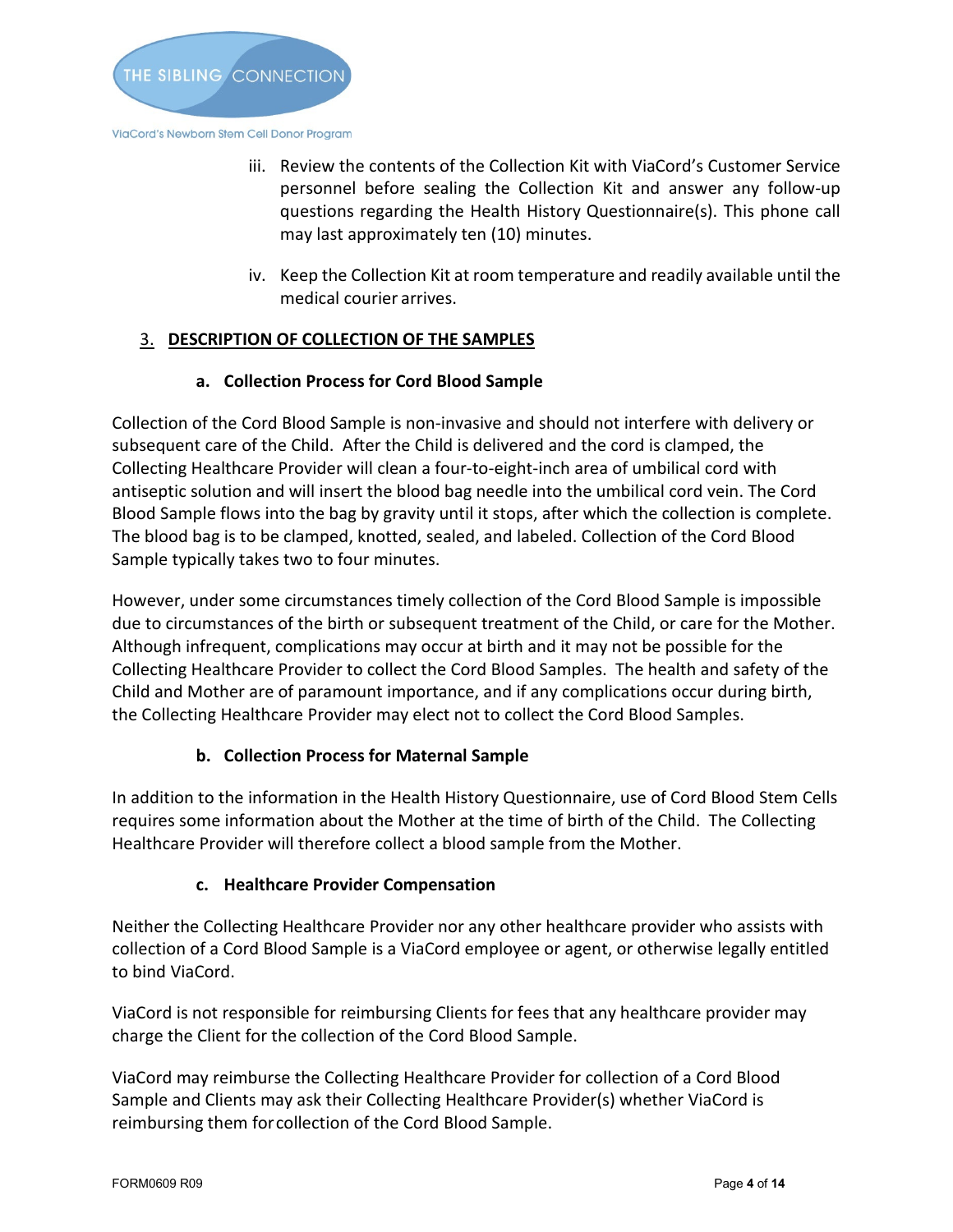iii. Review the contents of the Collection Kit with ViaCord's Customer Service personnel before sealing the Collection Kit and answer any follow-up questions regarding the Health History Questionnaire(s). This phone call may last approximately ten (10) minutes.

iv. Keep the Collection Kit at room temperature and readily available until the medical courier arrives.

## 3. DESCRIPTION OF COLLECTION OF THE SAMPLES

### a. Collection Process for Cord Blood Sample

Collection of the Cord Blood Sample is non-invasive and should not interfere with delivery or subsequent care of the Child. After the Child is delivered and the cord is clamped, the Collecting Healthcare Provider will clean a four-to-eight-inch area of umbilical cord with antiseptic solution and will insert the blood bag needle into the umbilical cord vein. The Cord Blood Sample flows into the bag by gravity until it stops, after which the collection is complete. The blood bag is to be clamped, knotted, sealed, and labeled. Collection of the Cord Blood Sample typically takes two to four minutes.

However, under some circumstances timely collection of the Cord Blood Sample is impossible due to circumstances of the birth or subsequent treatment of the Child, or care for the Mother. Although infrequent, complications may occur at birth and it may not be possible for the Collecting Healthcare Provider to collect the Cord Blood Samples. The health and safety of the Child and Mother are of paramount importance, and if any complications occur during birth, the Collecting Healthcare Provider may elect not to collect the Cord Blood Samples.

### b. Collection Process for Maternal Sample

In addition to the information in the Health History Questionnaire, use of Cord Blood Stem Cells requires some information about the Mother at the time of birth of the Child. The Collecting Healthcare Provider will therefore collect a blood sample from the Mother.

### c. Healthcare Provider Compensation

Neither the Collecting Healthcare Provider nor any other healthcare provider who assists with collection of a Cord Blood Sample is a ViaCord employee or agent, or otherwise legally entitled to bind ViaCord.

ViaCord is not responsible for reimbursing Clients for fees that any healthcare provider may charge the Client for the collection of the Cord Blood Sample.

ViaCord may reimburse the Collecting Healthcare Provider for collection of a Cord Blood Sample and Clients may ask their Collecting Healthcare Provider(s) whether ViaCord is reimbursing them for collection of the Cord Blood Sample.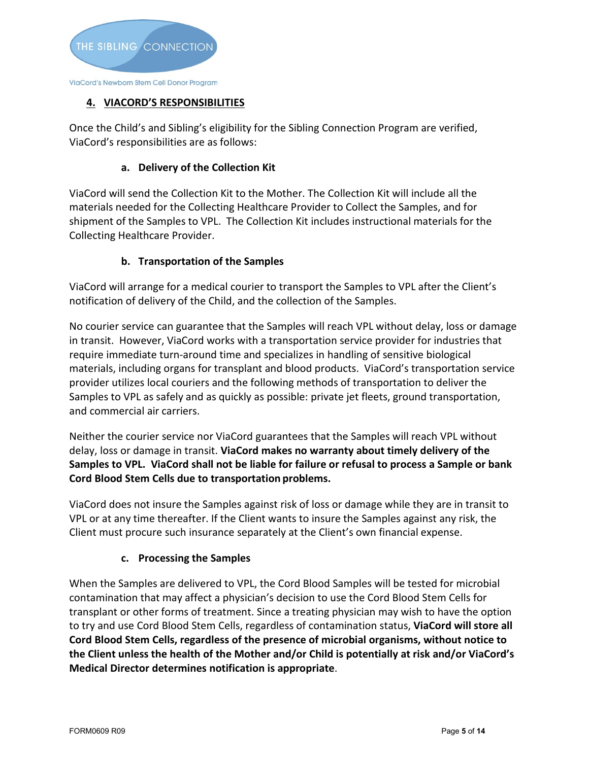## 4. VIACORD'S RESPONSIBILITIES

Once the Child's and Sibling's eligibility for the Sibling Connection Program are verified, ViaCord's responsibilities are as follows:

### a. Delivery of the Collection Kit

ViaCord will send the Collection Kit to the Mother. The Collection Kit will include all the materials needed for the Collecting Healthcare Provider to Collect the Samples, and for shipment of the Samples to VPL. The Collection Kit includes instructional materials for the Collecting Healthcare Provider.

### b. Transportation of the Samples

ViaCord will arrange for a medical courier to transport the Samples to VPL after the Client's notification of delivery of the Child, and the collection of the Samples.

No courier service can guarantee that the Samples will reach VPL without delay, loss or damage in transit. However, ViaCord works with a transportation service provider for industries that require immediate turn-around time and specializes in handling of sensitive biological materials, including organs for transplant and blood products. ViaCord's transportation service provider utilizes local couriers and the following methods of transportation to deliver the Samples to VPL as safely and as quickly as possible: private jet fleets, ground transportation, and commercial air carriers.

Neither the courier service nor ViaCord guarantees that the Samples will reach VPL without delay, loss or damage in transit. **ViaCord makes no warranty about timely delivery of the Samples to VPL. ViaCord shall not be liable for failure or refusal to process a Sample or bank Cord Blood Stem Cells due to transportation problems.**

ViaCord does not insure the Samples against risk of loss or damage while they are in transit to VPL or at any time thereafter. If the Client wants to insure the Samples against any risk, the Client must procure such insurance separately at the Client's own financial expense.

### c. Processing the Samples

When the Samples are delivered to VPL, the Cord Blood Samples will be tested for microbial contamination that may affect a physician's decision to use the Cord Blood Stem Cells for transplant or other forms of treatment. Since a treating physician may wish to have the option to try and use Cord Blood Stem Cells, regardless of contamination status, **ViaCord will store all Cord Blood Stem Cells, regardless of the presence of microbial organisms, without notice to the Client unless the health of the Mother and/or Child is potentially at risk and/or ViaCord's Medical Director determines notification is appropriate**.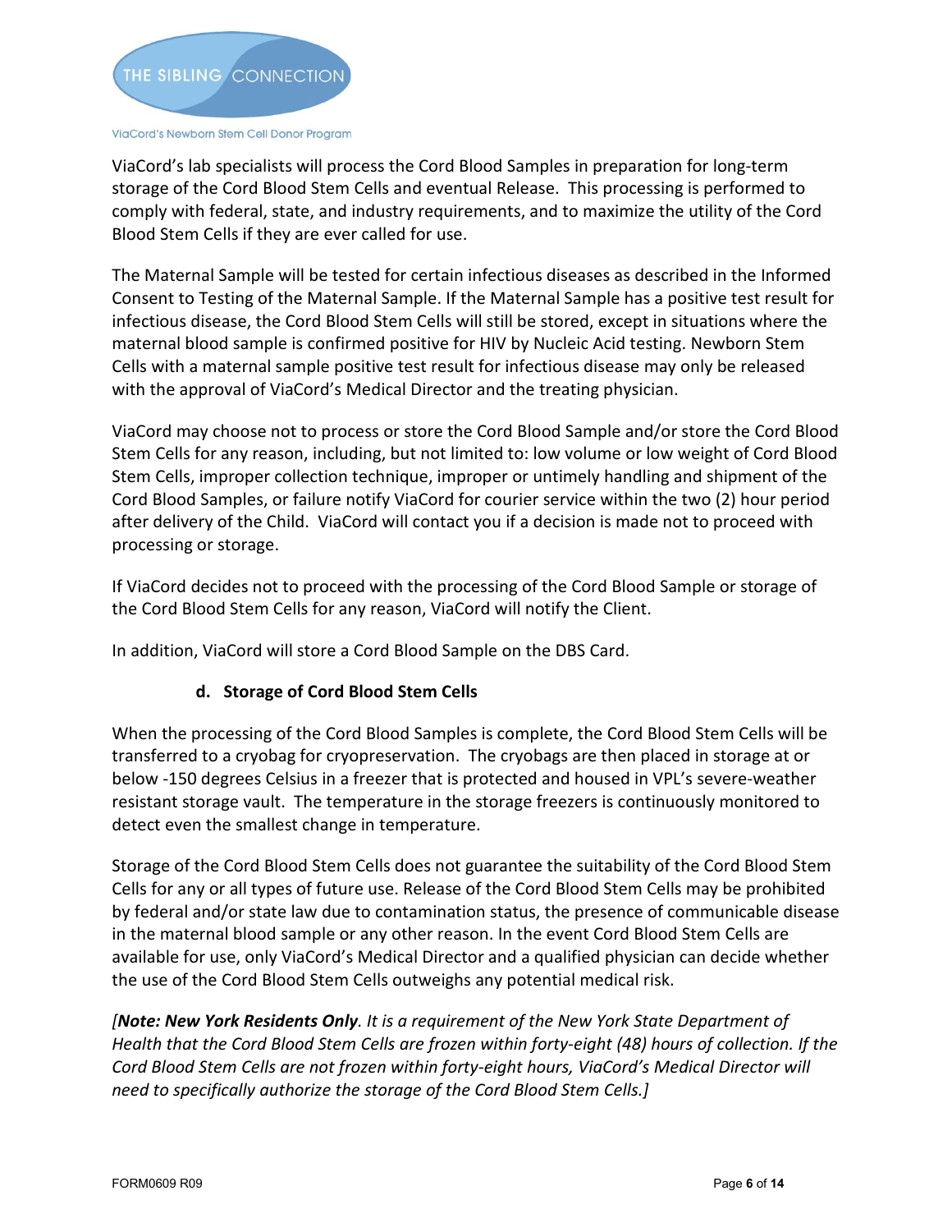ViaCord's lab specialists will process the Cord Blood Samples in preparation for long-term storage of the Cord Blood Stem Cells and eventual Release. This processing is performed to comply with federal, state, and industry requirements, and to maximize the utility of the Cord Blood Stem Cells if they are ever called for use.

The Maternal Sample will be tested for certain infectious diseases as described in the Informed Consent to Testing of the Maternal Sample. If the Maternal Sample has a positive test result for infectious disease, the Cord Blood Stem Cells will still be stored, except in situations where the maternal blood sample is confirmed positive for HIV by Nucleic Acid testing. Newborn Stem Cells with a maternal sample positive test result for infectious disease may only be released with the approval of ViaCord's Medical Director and the treating physician.

ViaCord may choose not to process or store the Cord Blood Sample and/or store the Cord Blood Stem Cells for any reason, including, but not limited to: low volume or low weight of Cord Blood Stem Cells, improper collection technique, improper or untimely handling and shipment of the Cord Blood Samples, or failure notify ViaCord for courier service within the two (2) hour period after delivery of the Child. ViaCord will contact you if a decision is made not to proceed with processing or storage.

If ViaCord decides not to proceed with the processing of the Cord Blood Sample or storage of the Cord Blood Stem Cells for any reason, ViaCord will notify the Client.

In addition, ViaCord will store a Cord Blood Sample on the DBS Card.

### d. Storage of Cord Blood Stem Cells

When the processing of the Cord Blood Samples is complete, the Cord Blood Stem Cells will be transferred to a cryobag for cryopreservation. The cryobags are then placed in storage at or below -150 degrees Celsius in a freezer that is protected and housed in VPL's severe-weather resistant storage vault. The temperature in the storage freezers is continuously monitored to detect even the smallest change in temperature.

Storage of the Cord Blood Stem Cells does not guarantee the suitability of the Cord Blood Stem Cells for any or all types of future use. Release of the Cord Blood Stem Cells may be prohibited by federal and/or state law due to contamination status, the presence of communicable disease in the maternal blood sample or any other reason. In the event Cord Blood Stem Cells are available for use, only ViaCord's Medical Director and a qualified physician can decide whether the use of the Cord Blood Stem Cells outweighs any potential medical risk.

*[**Note: New York Residents Only**. It is a requirement of the New York State Department of Health that the Cord Blood Stem Cells are frozen within forty-eight (48) hours of collection. If the Cord Blood Stem Cells are not frozen within forty-eight hours, ViaCord's Medical Director will need to specifically authorize the storage of the Cord Blood Stem Cells.]*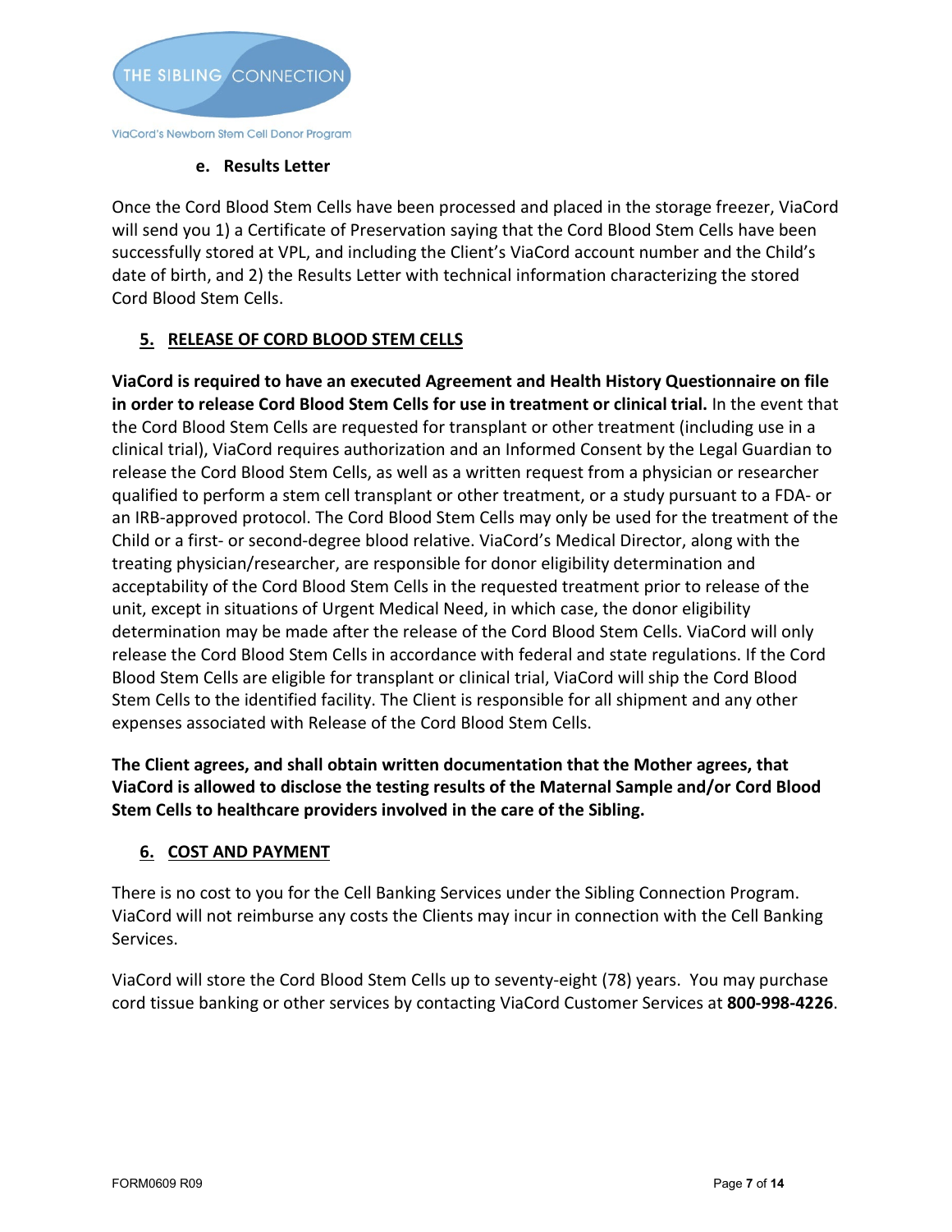#### e. Results Letter

Once the Cord Blood Stem Cells have been processed and placed in the storage freezer, ViaCord will send you 1) a Certificate of Preservation saying that the Cord Blood Stem Cells have been successfully stored at VPL, and including the Client's ViaCord account number and the Child's date of birth, and 2) the Results Letter with technical information characterizing the stored Cord Blood Stem Cells.

## 5. RELEASE OF CORD BLOOD STEM CELLS

**ViaCord is required to have an executed Agreement and Health History Questionnaire on file in order to release Cord Blood Stem Cells for use in treatment or clinical trial.** In the event that the Cord Blood Stem Cells are requested for transplant or other treatment (including use in a clinical trial), ViaCord requires authorization and an Informed Consent by the Legal Guardian to release the Cord Blood Stem Cells, as well as a written request from a physician or researcher qualified to perform a stem cell transplant or other treatment, or a study pursuant to a FDA- or an IRB-approved protocol. The Cord Blood Stem Cells may only be used for the treatment of the Child or a first- or second-degree blood relative. ViaCord's Medical Director, along with the treating physician/researcher, are responsible for donor eligibility determination and acceptability of the Cord Blood Stem Cells in the requested treatment prior to release of the unit, except in situations of Urgent Medical Need, in which case, the donor eligibility determination may be made after the release of the Cord Blood Stem Cells. ViaCord will only release the Cord Blood Stem Cells in accordance with federal and state regulations. If the Cord Blood Stem Cells are eligible for transplant or clinical trial, ViaCord will ship the Cord Blood Stem Cells to the identified facility. The Client is responsible for all shipment and any other expenses associated with Release of the Cord Blood Stem Cells.

**The Client agrees, and shall obtain written documentation that the Mother agrees, that ViaCord is allowed to disclose the testing results of the Maternal Sample and/or Cord Blood Stem Cells to healthcare providers involved in the care of the Sibling.**

## 6. COST AND PAYMENT

There is no cost to you for the Cell Banking Services under the Sibling Connection Program. ViaCord will not reimburse any costs the Clients may incur in connection with the Cell Banking Services.

ViaCord will store the Cord Blood Stem Cells up to seventy-eight (78) years. You may purchase cord tissue banking or other services by contacting ViaCord Customer Services at **800-998-4226**.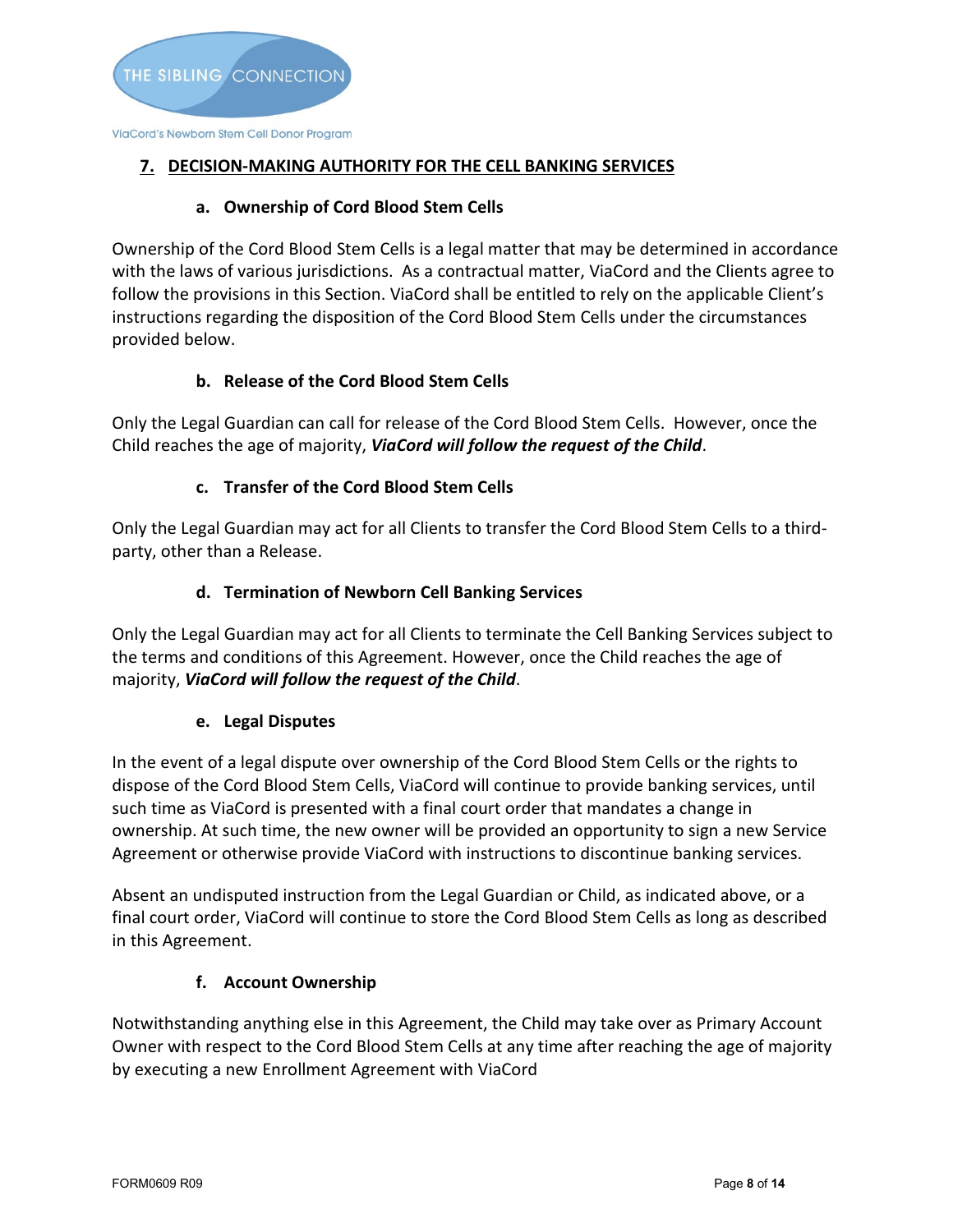## 7. DECISION-MAKING AUTHORITY FOR THE CELL BANKING SERVICES

### a. Ownership of Cord Blood Stem Cells

Ownership of the Cord Blood Stem Cells is a legal matter that may be determined in accordance with the laws of various jurisdictions. As a contractual matter, ViaCord and the Clients agree to follow the provisions in this Section. ViaCord shall be entitled to rely on the applicable Client's instructions regarding the disposition of the Cord Blood Stem Cells under the circumstances provided below.

### b. Release of the Cord Blood Stem Cells

Only the Legal Guardian can call for release of the Cord Blood Stem Cells. However, once the Child reaches the age of majority, ***ViaCord will follow the request of the Child***.

### c. Transfer of the Cord Blood Stem Cells

Only the Legal Guardian may act for all Clients to transfer the Cord Blood Stem Cells to a third-party, other than a Release.

### d. Termination of Newborn Cell Banking Services

Only the Legal Guardian may act for all Clients to terminate the Cell Banking Services subject to the terms and conditions of this Agreement. However, once the Child reaches the age of majority, ***ViaCord will follow the request of the Child***.

### e. Legal Disputes

In the event of a legal dispute over ownership of the Cord Blood Stem Cells or the rights to dispose of the Cord Blood Stem Cells, ViaCord will continue to provide banking services, until such time as ViaCord is presented with a final court order that mandates a change in ownership. At such time, the new owner will be provided an opportunity to sign a new Service Agreement or otherwise provide ViaCord with instructions to discontinue banking services.

Absent an undisputed instruction from the Legal Guardian or Child, as indicated above, or a final court order, ViaCord will continue to store the Cord Blood Stem Cells as long as described in this Agreement.

### f. Account Ownership

Notwithstanding anything else in this Agreement, the Child may take over as Primary Account Owner with respect to the Cord Blood Stem Cells at any time after reaching the age of majority by executing a new Enrollment Agreement with ViaCord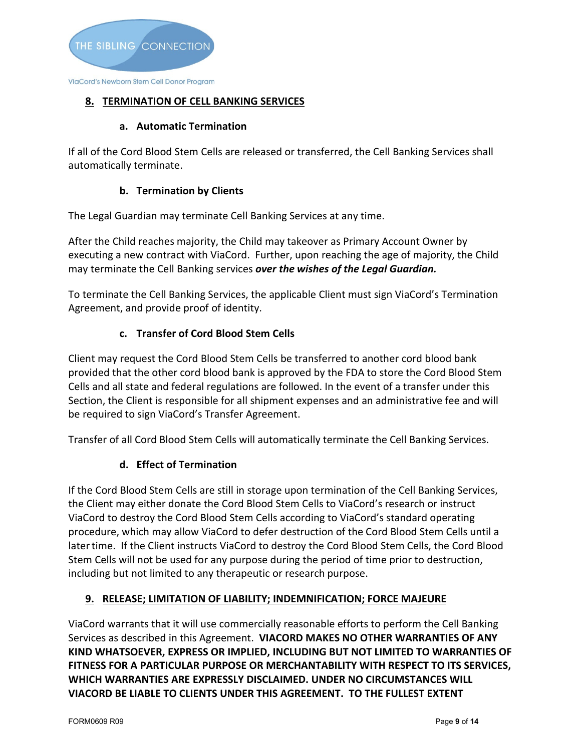## 8. TERMINATION OF CELL BANKING SERVICES

### a. Automatic Termination

If all of the Cord Blood Stem Cells are released or transferred, the Cell Banking Services shall automatically terminate.

### b. Termination by Clients

The Legal Guardian may terminate Cell Banking Services at any time.

After the Child reaches majority, the Child may takeover as Primary Account Owner by executing a new contract with ViaCord. Further, upon reaching the age of majority, the Child may terminate the Cell Banking services ***over the wishes of the Legal Guardian.***

To terminate the Cell Banking Services, the applicable Client must sign ViaCord's Termination Agreement, and provide proof of identity.

### c. Transfer of Cord Blood Stem Cells

Client may request the Cord Blood Stem Cells be transferred to another cord blood bank provided that the other cord blood bank is approved by the FDA to store the Cord Blood Stem Cells and all state and federal regulations are followed. In the event of a transfer under this Section, the Client is responsible for all shipment expenses and an administrative fee and will be required to sign ViaCord's Transfer Agreement.

Transfer of all Cord Blood Stem Cells will automatically terminate the Cell Banking Services.

### d. Effect of Termination

If the Cord Blood Stem Cells are still in storage upon termination of the Cell Banking Services, the Client may either donate the Cord Blood Stem Cells to ViaCord's research or instruct ViaCord to destroy the Cord Blood Stem Cells according to ViaCord's standard operating procedure, which may allow ViaCord to defer destruction of the Cord Blood Stem Cells until a later time. If the Client instructs ViaCord to destroy the Cord Blood Stem Cells, the Cord Blood Stem Cells will not be used for any purpose during the period of time prior to destruction, including but not limited to any therapeutic or research purpose.

## 9. RELEASE; LIMITATION OF LIABILITY; INDEMNIFICATION; FORCE MAJEURE

ViaCord warrants that it will use commercially reasonable efforts to perform the Cell Banking Services as described in this Agreement. **VIACORD MAKES NO OTHER WARRANTIES OF ANY KIND WHATSOEVER, EXPRESS OR IMPLIED, INCLUDING BUT NOT LIMITED TO WARRANTIES OF FITNESS FOR A PARTICULAR PURPOSE OR MERCHANTABILITY WITH RESPECT TO ITS SERVICES, WHICH WARRANTIES ARE EXPRESSLY DISCLAIMED. UNDER NO CIRCUMSTANCES WILL VIACORD BE LIABLE TO CLIENTS UNDER THIS AGREEMENT. TO THE FULLEST EXTENT**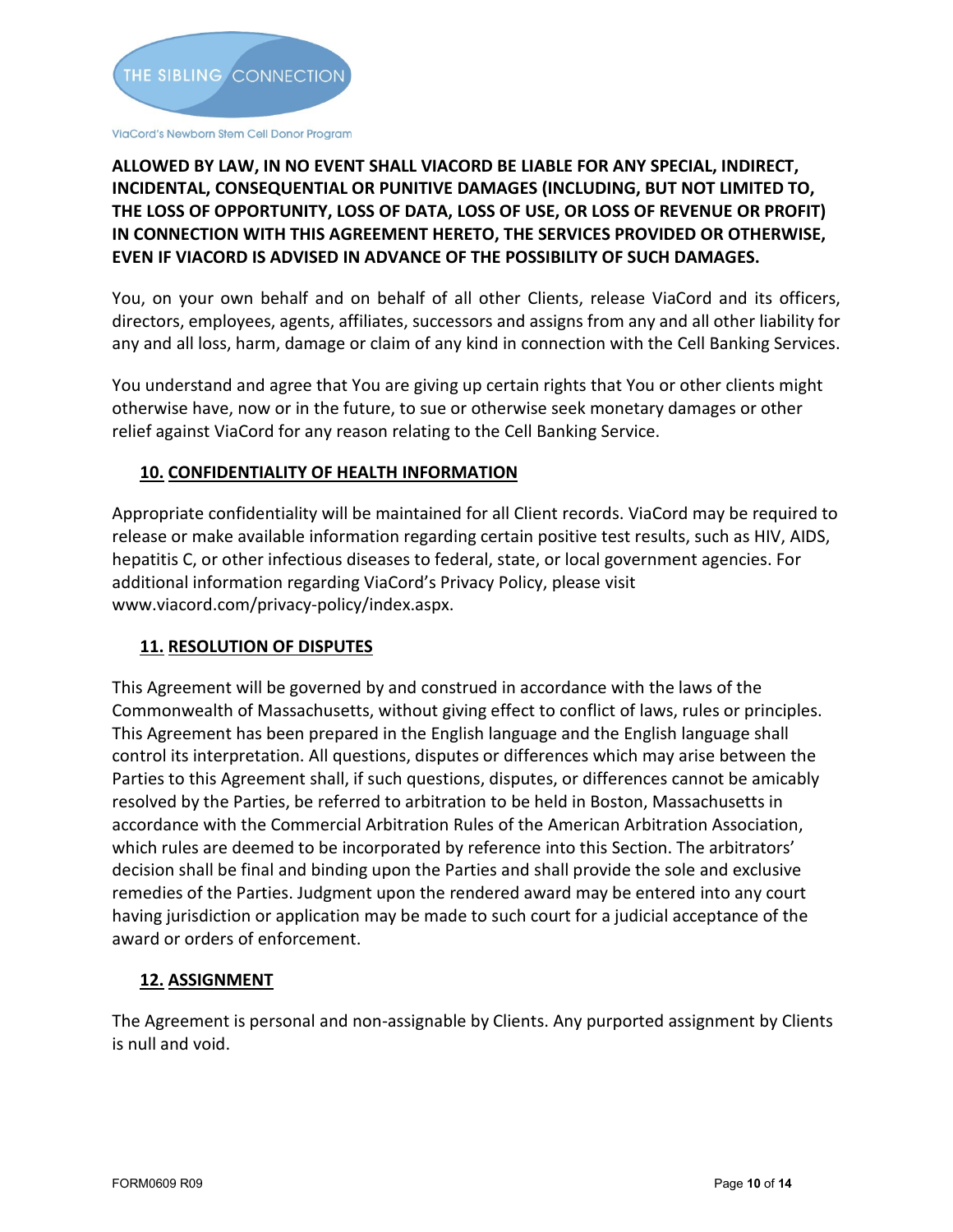**ALLOWED BY LAW, IN NO EVENT SHALL VIACORD BE LIABLE FOR ANY SPECIAL, INDIRECT, INCIDENTAL, CONSEQUENTIAL OR PUNITIVE DAMAGES (INCLUDING, BUT NOT LIMITED TO, THE LOSS OF OPPORTUNITY, LOSS OF DATA, LOSS OF USE, OR LOSS OF REVENUE OR PROFIT) IN CONNECTION WITH THIS AGREEMENT HERETO, THE SERVICES PROVIDED OR OTHERWISE, EVEN IF VIACORD IS ADVISED IN ADVANCE OF THE POSSIBILITY OF SUCH DAMAGES.**

You, on your own behalf and on behalf of all other Clients, release ViaCord and its officers, directors, employees, agents, affiliates, successors and assigns from any and all other liability for any and all loss, harm, damage or claim of any kind in connection with the Cell Banking Services.

You understand and agree that You are giving up certain rights that You or other clients might otherwise have, now or in the future, to sue or otherwise seek monetary damages or other relief against ViaCord for any reason relating to the Cell Banking Service.

## 10. CONFIDENTIALITY OF HEALTH INFORMATION

Appropriate confidentiality will be maintained for all Client records. ViaCord may be required to release or make available information regarding certain positive test results, such as HIV, AIDS, hepatitis C, or other infectious diseases to federal, state, or local government agencies. For additional information regarding ViaCord's Privacy Policy, please visit www.viacord.com/privacy-policy/index.aspx.

## 11. RESOLUTION OF DISPUTES

This Agreement will be governed by and construed in accordance with the laws of the Commonwealth of Massachusetts, without giving effect to conflict of laws, rules or principles. This Agreement has been prepared in the English language and the English language shall control its interpretation. All questions, disputes or differences which may arise between the Parties to this Agreement shall, if such questions, disputes, or differences cannot be amicably resolved by the Parties, be referred to arbitration to be held in Boston, Massachusetts in accordance with the Commercial Arbitration Rules of the American Arbitration Association, which rules are deemed to be incorporated by reference into this Section. The arbitrators' decision shall be final and binding upon the Parties and shall provide the sole and exclusive remedies of the Parties. Judgment upon the rendered award may be entered into any court having jurisdiction or application may be made to such court for a judicial acceptance of the award or orders of enforcement.

## 12. ASSIGNMENT

The Agreement is personal and non-assignable by Clients. Any purported assignment by Clients is null and void.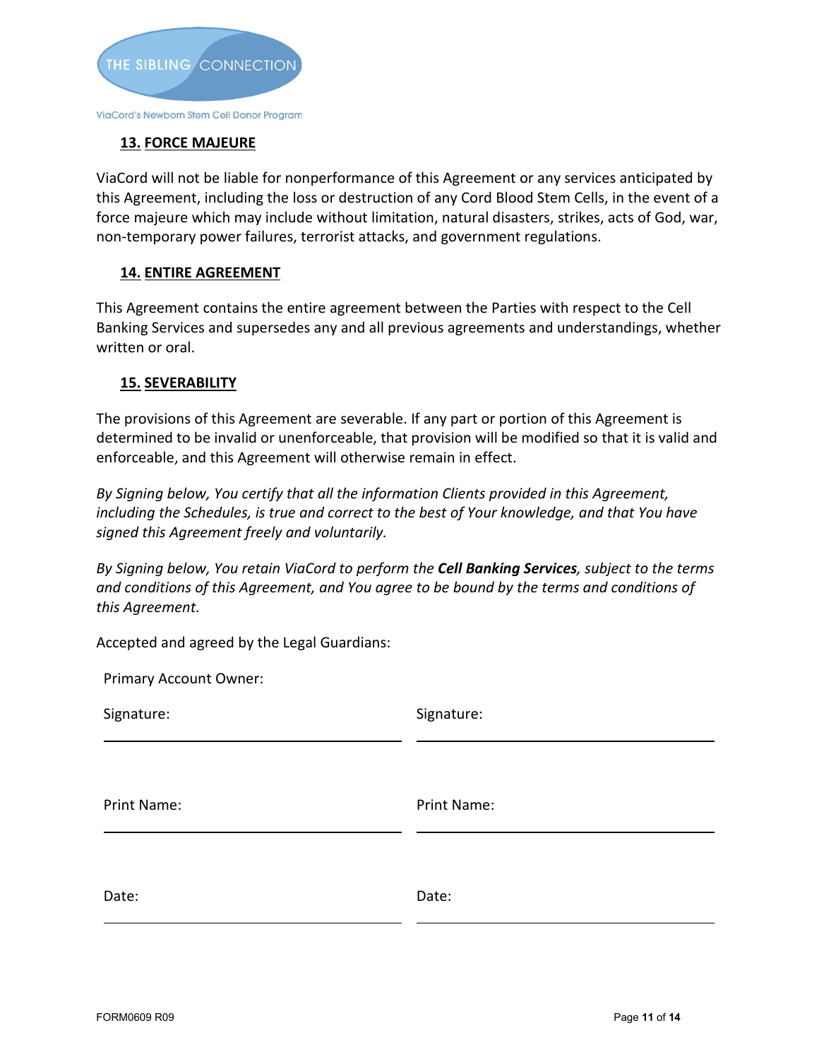### 13. FORCE MAJEURE

ViaCord will not be liable for nonperformance of this Agreement or any services anticipated by this Agreement, including the loss or destruction of any Cord Blood Stem Cells, in the event of a force majeure which may include without limitation, natural disasters, strikes, acts of God, war, non-temporary power failures, terrorist attacks, and government regulations.

### 14. ENTIRE AGREEMENT

This Agreement contains the entire agreement between the Parties with respect to the Cell Banking Services and supersedes any and all previous agreements and understandings, whether written or oral.

### 15. SEVERABILITY

The provisions of this Agreement are severable. If any part or portion of this Agreement is determined to be invalid or unenforceable, that provision will be modified so that it is valid and enforceable, and this Agreement will otherwise remain in effect.

*By Signing below, You certify that all the information Clients provided in this Agreement, including the Schedules, is true and correct to the best of Your knowledge, and that You have signed this Agreement freely and voluntarily.*

*By Signing below, You retain ViaCord to perform the **Cell Banking Services**, subject to the terms and conditions of this Agreement, and You agree to be bound by the terms and conditions of this Agreement.*

Accepted and agreed by the Legal Guardians:

Primary Account Owner:

| Signature: ____________________ | Signature: ____________________ |
|---|---|
| Print Name: ____________________ | Print Name: ____________________ |
| Date: ____________________ | Date: ____________________ |

FORM0609 R09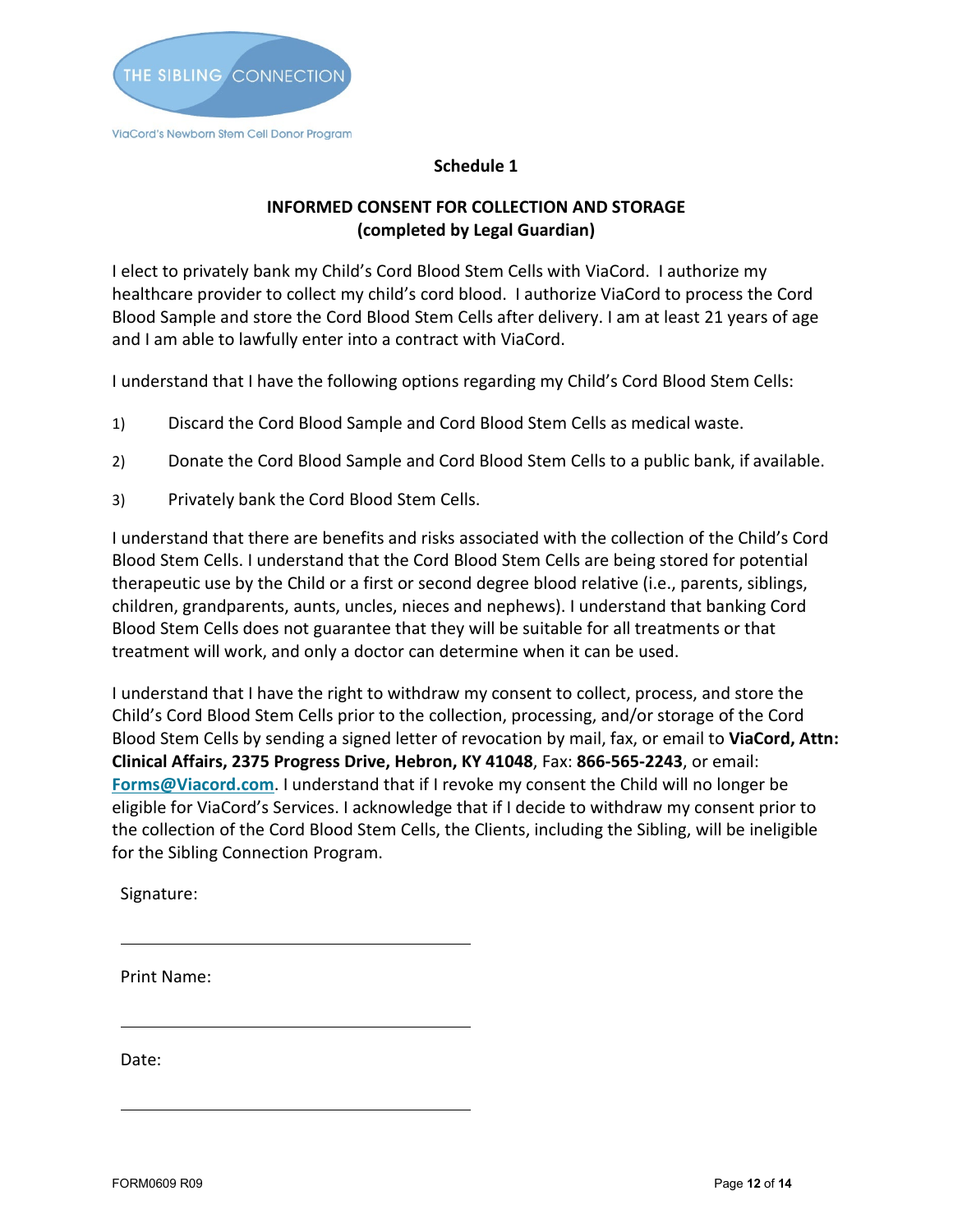THE SIBLING CONNECTION

ViaCord's Newborn Stem Cell Donor Program

**Schedule 1**

**INFORMED CONSENT FOR COLLECTION AND STORAGE**
**(completed by Legal Guardian)**

I elect to privately bank my Child's Cord Blood Stem Cells with ViaCord. I authorize my healthcare provider to collect my child's cord blood. I authorize ViaCord to process the Cord Blood Sample and store the Cord Blood Stem Cells after delivery. I am at least 21 years of age and I am able to lawfully enter into a contract with ViaCord.

I understand that I have the following options regarding my Child's Cord Blood Stem Cells:

1) Discard the Cord Blood Sample and Cord Blood Stem Cells as medical waste.

2) Donate the Cord Blood Sample and Cord Blood Stem Cells to a public bank, if available.

3) Privately bank the Cord Blood Stem Cells.

I understand that there are benefits and risks associated with the collection of the Child's Cord Blood Stem Cells. I understand that the Cord Blood Stem Cells are being stored for potential therapeutic use by the Child or a first or second degree blood relative (i.e., parents, siblings, children, grandparents, aunts, uncles, nieces and nephews). I understand that banking Cord Blood Stem Cells does not guarantee that they will be suitable for all treatments or that treatment will work, and only a doctor can determine when it can be used.

I understand that I have the right to withdraw my consent to collect, process, and store the Child's Cord Blood Stem Cells prior to the collection, processing, and/or storage of the Cord Blood Stem Cells by sending a signed letter of revocation by mail, fax, or email to **ViaCord, Attn: Clinical Affairs, 2375 Progress Drive, Hebron, KY 41048**, Fax: **866-565-2243**, or email: **Forms@Viacord.com**. I understand that if I revoke my consent the Child will no longer be eligible for ViaCord's Services. I acknowledge that if I decide to withdraw my consent prior to the collection of the Cord Blood Stem Cells, the Clients, including the Sibling, will be ineligible for the Sibling Connection Program.

Signature:

\_\_\_\_\_\_\_\_\_\_\_\_\_\_\_\_\_\_\_\_\_\_\_\_\_\_\_\_\_\_\_\_\_\_\_\_

Print Name:

\_\_\_\_\_\_\_\_\_\_\_\_\_\_\_\_\_\_\_\_\_\_\_\_\_\_\_\_\_\_\_\_\_\_\_\_

Date:

\_\_\_\_\_\_\_\_\_\_\_\_\_\_\_\_\_\_\_\_\_\_\_\_\_\_\_\_\_\_\_\_\_\_\_\_

FORM0609 R09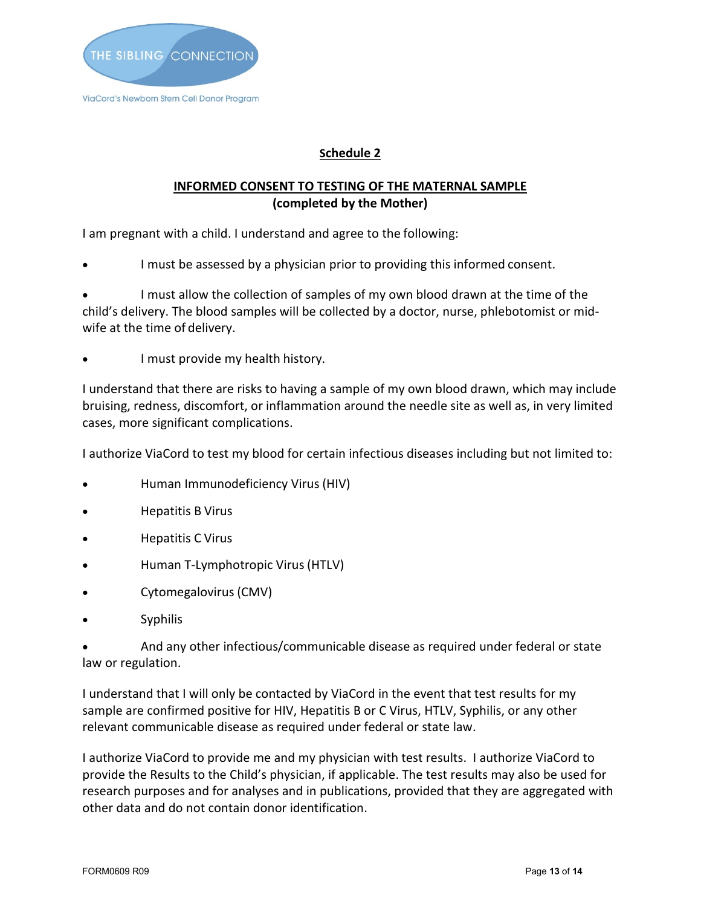## Schedule 2

## INFORMED CONSENT TO TESTING OF THE MATERNAL SAMPLE
**(completed by the Mother)**

I am pregnant with a child. I understand and agree to the following:

- I must be assessed by a physician prior to providing this informed consent.
- I must allow the collection of samples of my own blood drawn at the time of the child's delivery. The blood samples will be collected by a doctor, nurse, phlebotomist or mid-wife at the time of delivery.
- I must provide my health history.

I understand that there are risks to having a sample of my own blood drawn, which may include bruising, redness, discomfort, or inflammation around the needle site as well as, in very limited cases, more significant complications.

I authorize ViaCord to test my blood for certain infectious diseases including but not limited to:

- Human Immunodeficiency Virus (HIV)
- Hepatitis B Virus
- Hepatitis C Virus
- Human T-Lymphotropic Virus (HTLV)
- Cytomegalovirus (CMV)
- Syphilis
- And any other infectious/communicable disease as required under federal or state law or regulation.

I understand that I will only be contacted by ViaCord in the event that test results for my sample are confirmed positive for HIV, Hepatitis B or C Virus, HTLV, Syphilis, or any other relevant communicable disease as required under federal or state law.

I authorize ViaCord to provide me and my physician with test results. I authorize ViaCord to provide the Results to the Child's physician, if applicable. The test results may also be used for research purposes and for analyses and in publications, provided that they are aggregated with other data and do not contain donor identification.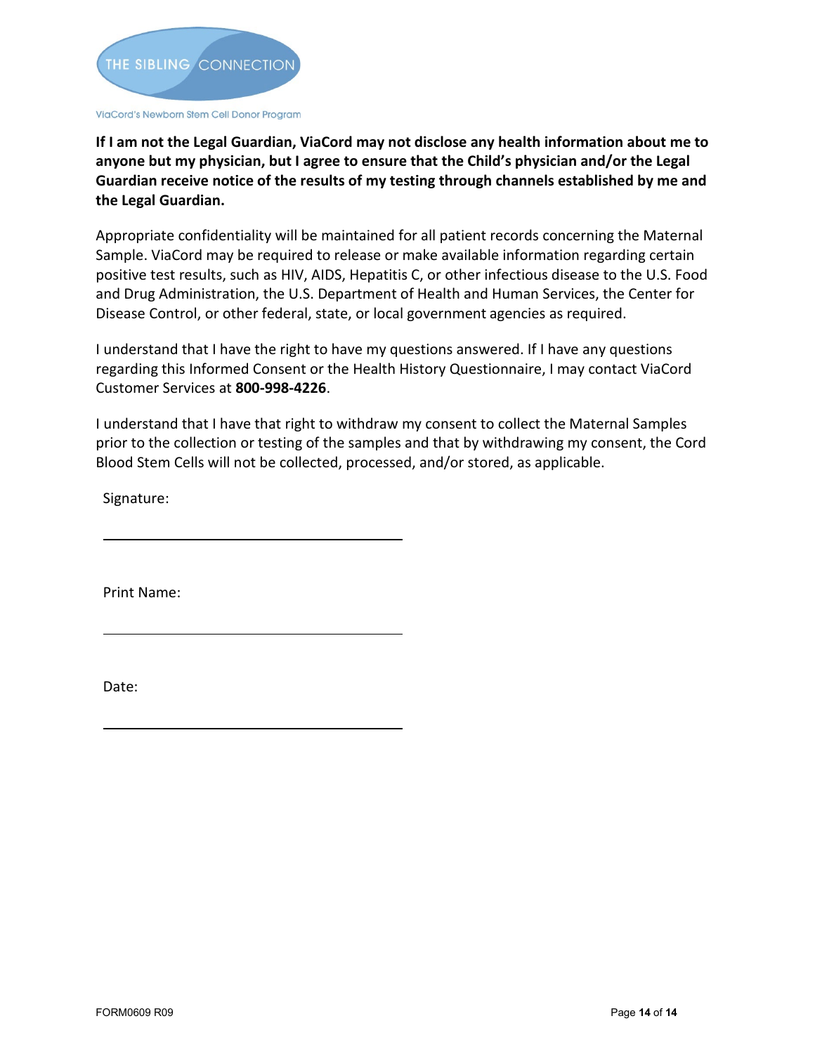THE SIBLING CONNECTION

ViaCord's Newborn Stem Cell Donor Program

**If I am not the Legal Guardian, ViaCord may not disclose any health information about me to anyone but my physician, but I agree to ensure that the Child's physician and/or the Legal Guardian receive notice of the results of my testing through channels established by me and the Legal Guardian.**

Appropriate confidentiality will be maintained for all patient records concerning the Maternal Sample. ViaCord may be required to release or make available information regarding certain positive test results, such as HIV, AIDS, Hepatitis C, or other infectious disease to the U.S. Food and Drug Administration, the U.S. Department of Health and Human Services, the Center for Disease Control, or other federal, state, or local government agencies as required.

I understand that I have the right to have my questions answered. If I have any questions regarding this Informed Consent or the Health History Questionnaire, I may contact ViaCord Customer Services at **800-998-4226**.

I understand that I have that right to withdraw my consent to collect the Maternal Samples prior to the collection or testing of the samples and that by withdrawing my consent, the Cord Blood Stem Cells will not be collected, processed, and/or stored, as applicable.

Signature:

\_\_\_\_\_\_\_\_\_\_\_\_\_\_\_\_\_\_\_\_\_\_\_\_\_\_\_\_\_\_\_\_\_\_\_\_

Print Name:

\_\_\_\_\_\_\_\_\_\_\_\_\_\_\_\_\_\_\_\_\_\_\_\_\_\_\_\_\_\_\_\_\_\_\_\_

Date:

\_\_\_\_\_\_\_\_\_\_\_\_\_\_\_\_\_\_\_\_\_\_\_\_\_\_\_\_\_\_\_\_\_\_\_\_

FORM0609 R09